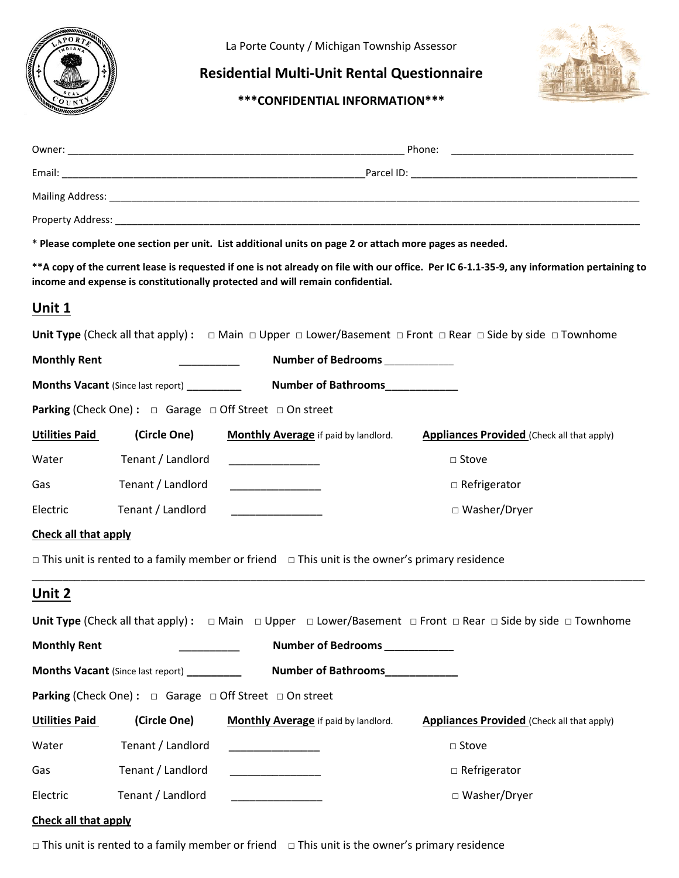La Porte County / Michigan Township Assessor

# Residential Multi-Unit Rental Questionnaire

**\*\*\*CONFIDENTIAL INFORMATION\*\*\***

Owner: ______________________________________________________________ Phone: _________________________________

Email: ________________________________________________________Parcel ID: __________________________________________

Mailing Address: ___________________________________________________________________________________________________

Property Address: ___________________________________________________________________________________________________

**\* Please complete one section per unit. List additional units on page 2 or attach more pages as needed.**

**\*\*A copy of the current lease is requested if one is not already on file with our office. Per IC 6-1.1-35-9, any information pertaining to income and expense is constitutionally protected and will remain confidential.**

## Unit 1

**Unit Type** (Check all that apply) **:** □ Main □ Upper □ Lower/Basement □ Front □ Rear □ Side by side □ Townhome

**Monthly Rent** __________ **Number of Bedrooms** ____________

**Months Vacant** (Since last report) _________ **Number of Bathrooms**____________

**Parking** (Check One) **:** □ Garage □ Off Street □ On street

| Utilities Paid | (Circle One) | Monthly Average if paid by landlord. | Appliances Provided (Check all that apply) |
|---|---|---|---|
| Water | Tenant / Landlord | _______________ | □ Stove |
| Gas | Tenant / Landlord | _______________ | □ Refrigerator |
| Electric | Tenant / Landlord | _______________ | □ Washer/Dryer |

**Check all that apply**

□ This unit is rented to a family member or friend □ This unit is the owner's primary residence

---

## Unit 2

**Unit Type** (Check all that apply) **:** □ Main □ Upper □ Lower/Basement □ Front □ Rear □ Side by side □ Townhome

**Monthly Rent** __________ **Number of Bedrooms** ____________

**Months Vacant** (Since last report) _________ **Number of Bathrooms**____________

**Parking** (Check One) **:** □ Garage □ Off Street □ On street

| Utilities Paid | (Circle One) | Monthly Average if paid by landlord. | Appliances Provided (Check all that apply) |
|---|---|---|---|
| Water | Tenant / Landlord | _______________ | □ Stove |
| Gas | Tenant / Landlord | _______________ | □ Refrigerator |
| Electric | Tenant / Landlord | _______________ | □ Washer/Dryer |

**Check all that apply**

□ This unit is rented to a family member or friend □ This unit is the owner's primary residence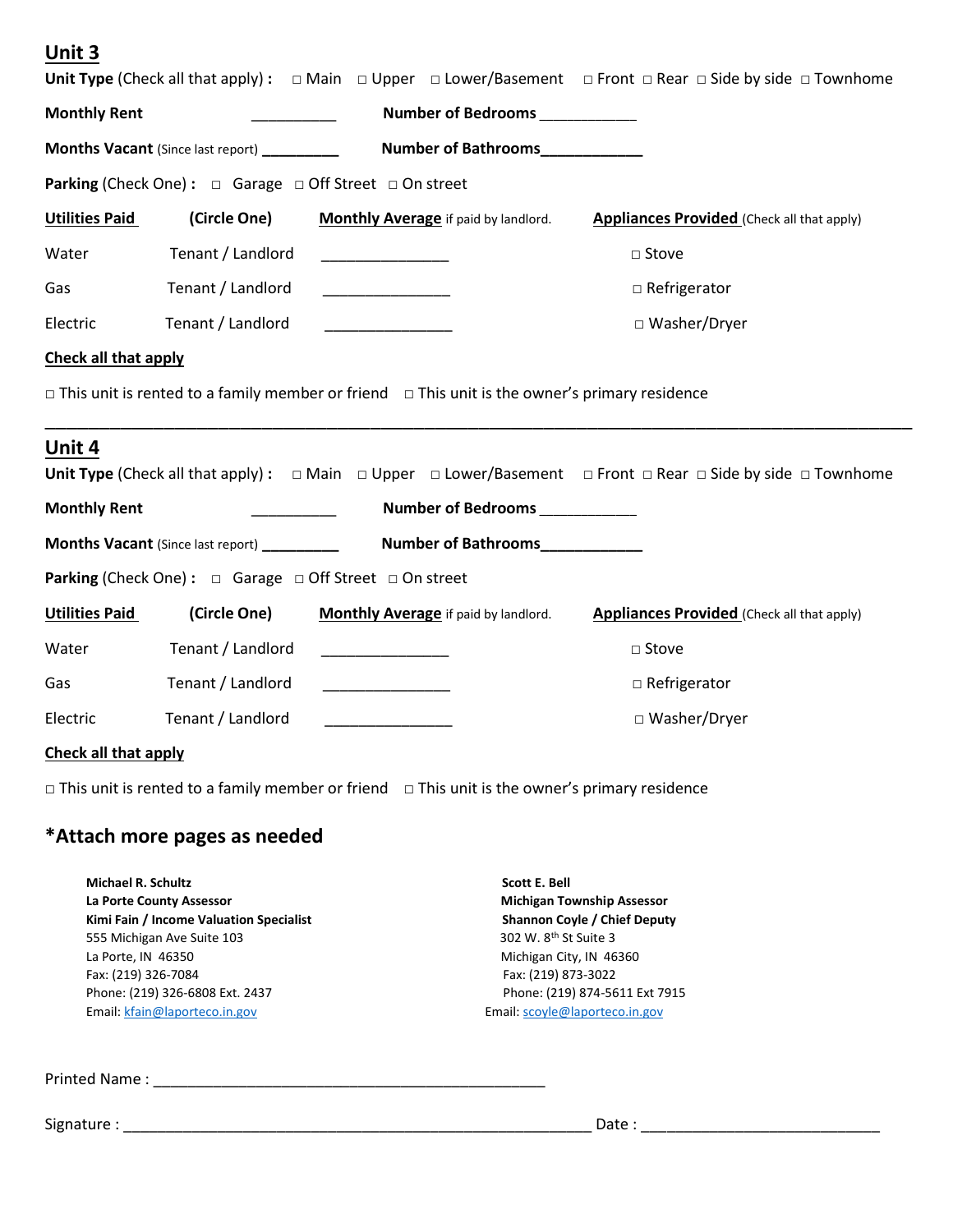## Unit 3

**Unit Type** (Check all that apply) **:** □ Main □ Upper □ Lower/Basement □ Front □ Rear □ Side by side □ Townhome

**Monthly Rent** __________ **Number of Bedrooms** ____________

**Months Vacant** (Since last report) __________ **Number of Bathrooms**____________

**Parking** (Check One) **:** □ Garage □ Off Street □ On street

| **Utilities Paid** | **(Circle One)** | **Monthly Average** if paid by landlord. | **Appliances Provided** (Check all that apply) |
|---|---|---|---|
| Water | Tenant / Landlord | _______________ | □ Stove |
| Gas | Tenant / Landlord | _______________ | □ Refrigerator |
| Electric | Tenant / Landlord | _______________ | □ Washer/Dryer |

**Check all that apply**

□ This unit is rented to a family member or friend □ This unit is the owner's primary residence

---

## Unit 4

**Unit Type** (Check all that apply) **:** □ Main □ Upper □ Lower/Basement □ Front □ Rear □ Side by side □ Townhome

**Monthly Rent** __________ **Number of Bedrooms** ____________

**Months Vacant** (Since last report) __________ **Number of Bathrooms**____________

**Parking** (Check One) **:** □ Garage □ Off Street □ On street

| **Utilities Paid** | **(Circle One)** | **Monthly Average** if paid by landlord. | **Appliances Provided** (Check all that apply) |
|---|---|---|---|
| Water | Tenant / Landlord | _______________ | □ Stove |
| Gas | Tenant / Landlord | _______________ | □ Refrigerator |
| Electric | Tenant / Landlord | _______________ | □ Washer/Dryer |

**Check all that apply**

□ This unit is rented to a family member or friend □ This unit is the owner's primary residence

## *Attach more pages as needed

**Michael R. Schultz**
**La Porte County Assessor**
**Kimi Fain / Income Valuation Specialist**
555 Michigan Ave Suite 103
La Porte, IN 46350
Fax: (219) 326-7084
Phone: (219) 326-6808 Ext. 2437
Email: kfain@laporteco.in.gov

**Scott E. Bell**
**Michigan Township Assessor**
**Shannon Coyle / Chief Deputy**
302 W. 8th St Suite 3
Michigan City, IN 46360
Fax: (219) 873-3022
Phone: (219) 874-5611 Ext 7915
Email: scoyle@laporteco.in.gov

Printed Name : ______________________________________________

Signature : _______________________________________________________ Date : ____________________________